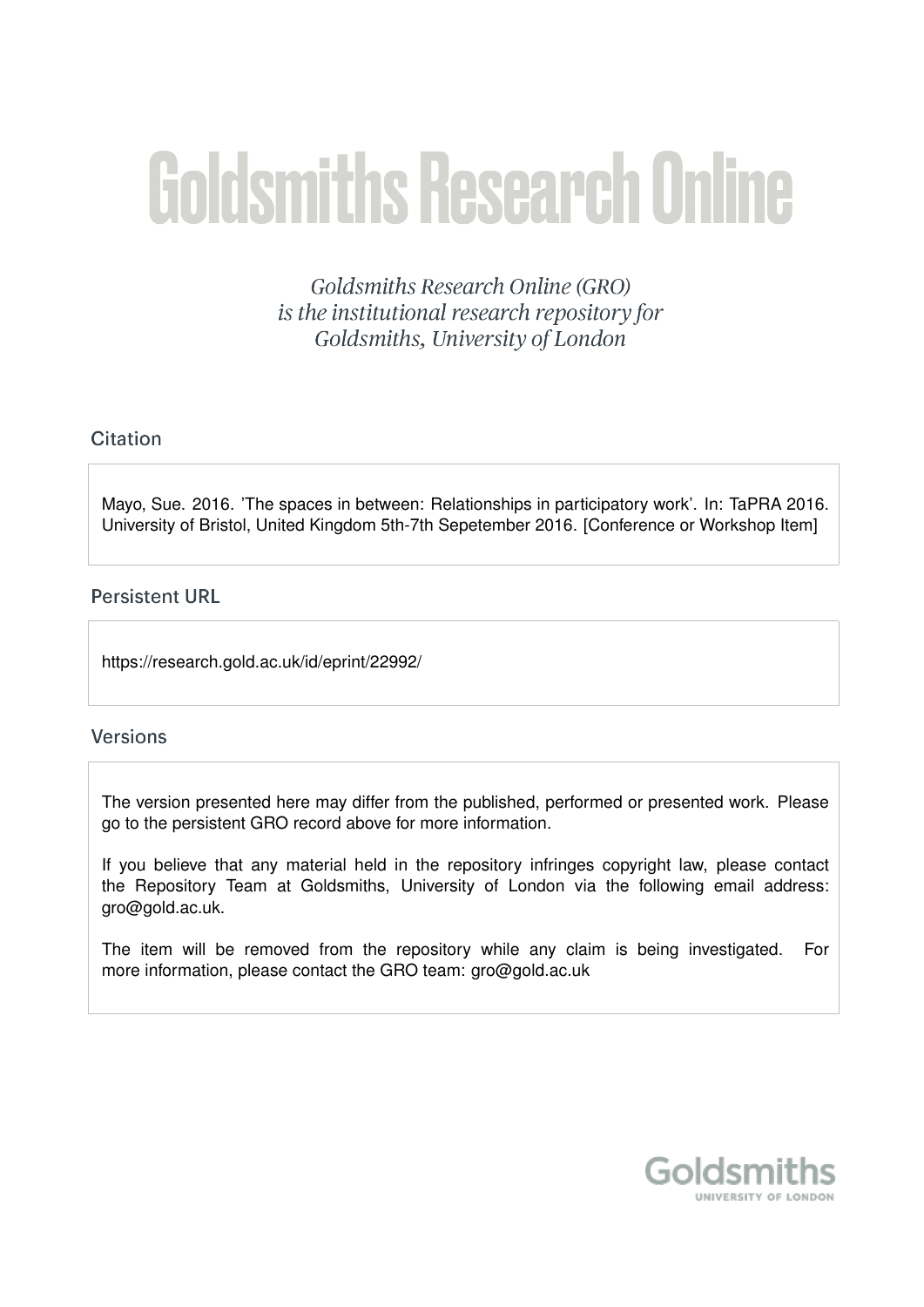# Goldsmiths Research Online

*Goldsmiths Research Online (GRO) is the institutional research repository for Goldsmiths, University of London*

## Citation

Mayo, Sue. 2016. 'The spaces in between: Relationships in participatory work'. In: TaPRA 2016. University of Bristol, United Kingdom 5th-7th Sepetember 2016. [Conference or Workshop Item]

## Persistent URL

https://research.gold.ac.uk/id/eprint/22992/

## Versions

The version presented here may differ from the published, performed or presented work. Please go to the persistent GRO record above for more information.

If you believe that any material held in the repository infringes copyright law, please contact the Repository Team at Goldsmiths, University of London via the following email address: gro@gold.ac.uk.

The item will be removed from the repository while any claim is being investigated. For more information, please contact the GRO team: gro@gold.ac.uk

Goldsmiths
UNIVERSITY OF LONDON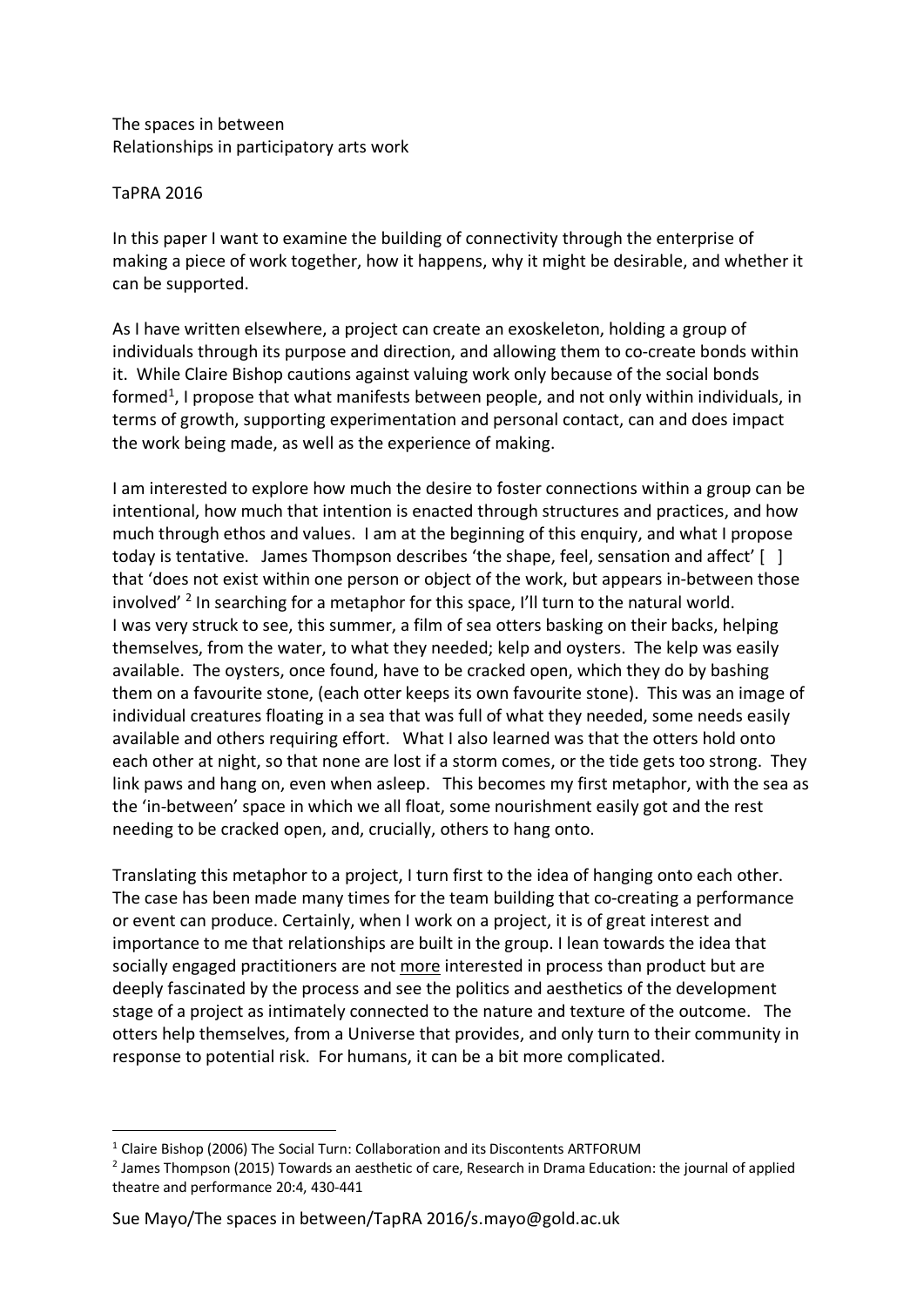The spaces in between
Relationships in participatory arts work

TaPRA 2016

In this paper I want to examine the building of connectivity through the enterprise of making a piece of work together, how it happens, why it might be desirable, and whether it can be supported.

As I have written elsewhere, a project can create an exoskeleton, holding a group of individuals through its purpose and direction, and allowing them to co-create bonds within it. While Claire Bishop cautions against valuing work only because of the social bonds formed[1], I propose that what manifests between people, and not only within individuals, in terms of growth, supporting experimentation and personal contact, can and does impact the work being made, as well as the experience of making.

I am interested to explore how much the desire to foster connections within a group can be intentional, how much that intention is enacted through structures and practices, and how much through ethos and values. I am at the beginning of this enquiry, and what I propose today is tentative. James Thompson describes 'the shape, feel, sensation and affect' [ ] that 'does not exist within one person or object of the work, but appears in-between those involved' [2] In searching for a metaphor for this space, I'll turn to the natural world. I was very struck to see, this summer, a film of sea otters basking on their backs, helping themselves, from the water, to what they needed; kelp and oysters. The kelp was easily available. The oysters, once found, have to be cracked open, which they do by bashing them on a favourite stone, (each otter keeps its own favourite stone). This was an image of individual creatures floating in a sea that was full of what they needed, some needs easily available and others requiring effort. What I also learned was that the otters hold onto each other at night, so that none are lost if a storm comes, or the tide gets too strong. They link paws and hang on, even when asleep. This becomes my first metaphor, with the sea as the 'in-between' space in which we all float, some nourishment easily got and the rest needing to be cracked open, and, crucially, others to hang onto.

Translating this metaphor to a project, I turn first to the idea of hanging onto each other. The case has been made many times for the team building that co-creating a performance or event can produce. Certainly, when I work on a project, it is of great interest and importance to me that relationships are built in the group. I lean towards the idea that socially engaged practitioners are not <u>more</u> interested in process than product but are deeply fascinated by the process and see the politics and aesthetics of the development stage of a project as intimately connected to the nature and texture of the outcome. The otters help themselves, from a Universe that provides, and only turn to their community in response to potential risk. For humans, it can be a bit more complicated.

---

[1] Claire Bishop (2006) The Social Turn: Collaboration and its Discontents ARTFORUM

[2] James Thompson (2015) Towards an aesthetic of care, Research in Drama Education: the journal of applied theatre and performance 20:4, 430-441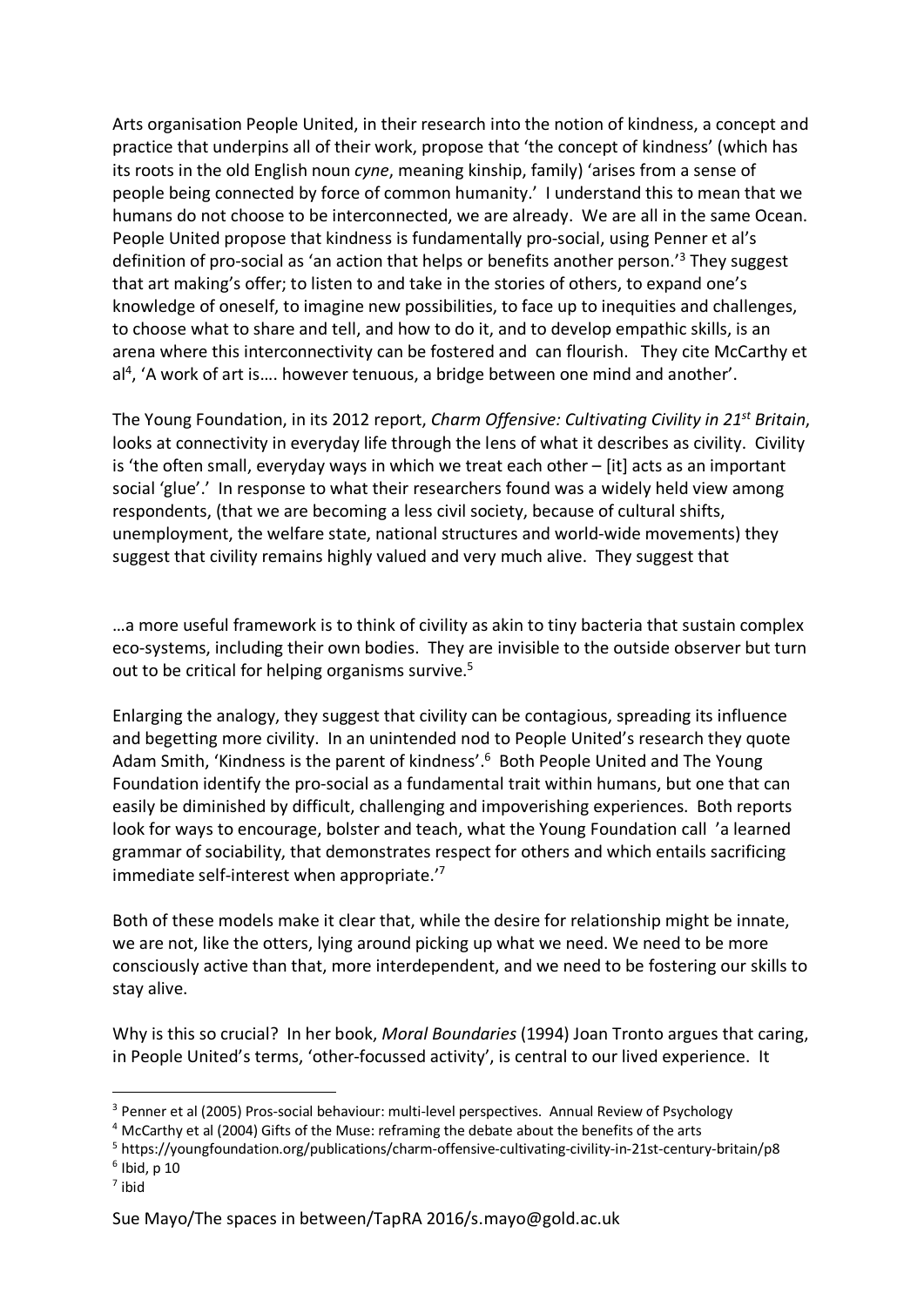Arts organisation People United, in their research into the notion of kindness, a concept and practice that underpins all of their work, propose that 'the concept of kindness' (which has its roots in the old English noun *cyne*, meaning kinship, family) 'arises from a sense of people being connected by force of common humanity.' I understand this to mean that we humans do not choose to be interconnected, we are already. We are all in the same Ocean. People United propose that kindness is fundamentally pro-social, using Penner et al's definition of pro-social as 'an action that helps or benefits another person.'[3] They suggest that art making's offer; to listen to and take in the stories of others, to expand one's knowledge of oneself, to imagine new possibilities, to face up to inequities and challenges, to choose what to share and tell, and how to do it, and to develop empathic skills, is an arena where this interconnectivity can be fostered and can flourish. They cite McCarthy et al[4], 'A work of art is…. however tenuous, a bridge between one mind and another'.

The Young Foundation, in its 2012 report, *Charm Offensive: Cultivating Civility in 21st Britain*, looks at connectivity in everyday life through the lens of what it describes as civility. Civility is 'the often small, everyday ways in which we treat each other – [it] acts as an important social 'glue'.' In response to what their researchers found was a widely held view among respondents, (that we are becoming a less civil society, because of cultural shifts, unemployment, the welfare state, national structures and world-wide movements) they suggest that civility remains highly valued and very much alive. They suggest that

…a more useful framework is to think of civility as akin to tiny bacteria that sustain complex eco-systems, including their own bodies. They are invisible to the outside observer but turn out to be critical for helping organisms survive.[5]

Enlarging the analogy, they suggest that civility can be contagious, spreading its influence and begetting more civility. In an unintended nod to People United's research they quote Adam Smith, 'Kindness is the parent of kindness'.[6] Both People United and The Young Foundation identify the pro-social as a fundamental trait within humans, but one that can easily be diminished by difficult, challenging and impoverishing experiences. Both reports look for ways to encourage, bolster and teach, what the Young Foundation call 'a learned grammar of sociability, that demonstrates respect for others and which entails sacrificing immediate self-interest when appropriate.'[7]

Both of these models make it clear that, while the desire for relationship might be innate, we are not, like the otters, lying around picking up what we need. We need to be more consciously active than that, more interdependent, and we need to be fostering our skills to stay alive.

Why is this so crucial? In her book, *Moral Boundaries* (1994) Joan Tronto argues that caring, in People United's terms, 'other-focussed activity', is central to our lived experience. It

---

[3] Penner et al (2005) Pros-social behaviour: multi-level perspectives. Annual Review of Psychology

[4] McCarthy et al (2004) Gifts of the Muse: reframing the debate about the benefits of the arts

[5] https://youngfoundation.org/publications/charm-offensive-cultivating-civility-in-21st-century-britain/p8

[6] Ibid, p 10

[7] ibid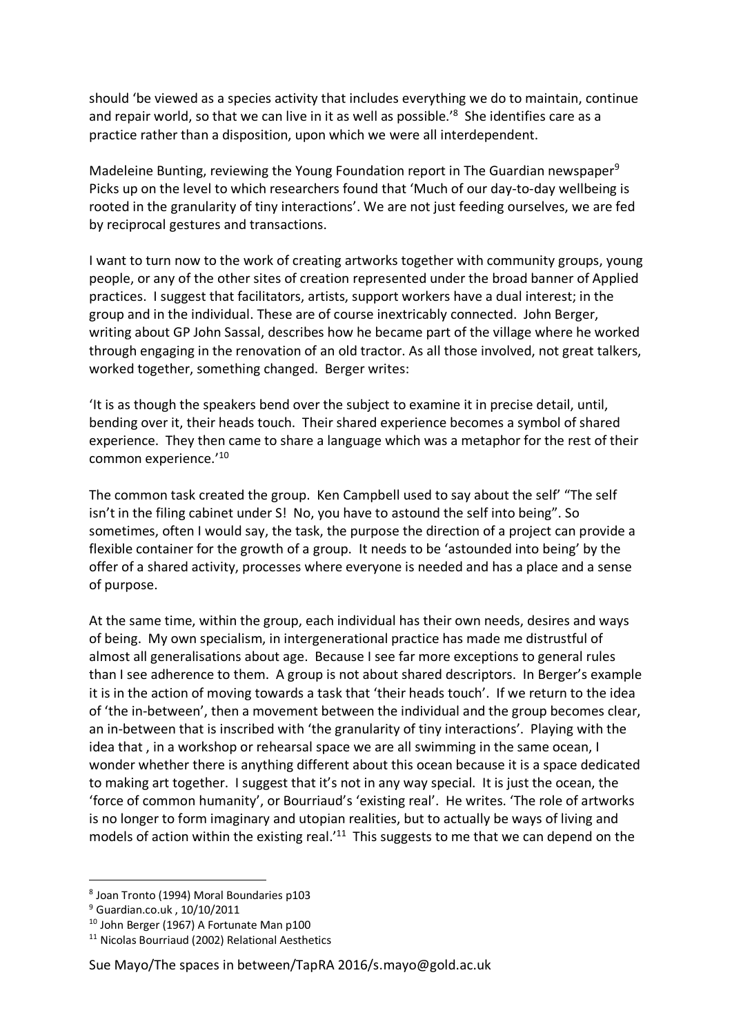should 'be viewed as a species activity that includes everything we do to maintain, continue and repair world, so that we can live in it as well as possible.'[8] She identifies care as a practice rather than a disposition, upon which we were all interdependent.

Madeleine Bunting, reviewing the Young Foundation report in The Guardian newspaper[9] Picks up on the level to which researchers found that 'Much of our day-to-day wellbeing is rooted in the granularity of tiny interactions'. We are not just feeding ourselves, we are fed by reciprocal gestures and transactions.

I want to turn now to the work of creating artworks together with community groups, young people, or any of the other sites of creation represented under the broad banner of Applied practices. I suggest that facilitators, artists, support workers have a dual interest; in the group and in the individual. These are of course inextricably connected. John Berger, writing about GP John Sassal, describes how he became part of the village where he worked through engaging in the renovation of an old tractor. As all those involved, not great talkers, worked together, something changed. Berger writes:

'It is as though the speakers bend over the subject to examine it in precise detail, until, bending over it, their heads touch. Their shared experience becomes a symbol of shared experience. They then came to share a language which was a metaphor for the rest of their common experience.'[10]

The common task created the group. Ken Campbell used to say about the self' "The self isn't in the filing cabinet under S! No, you have to astound the self into being". So sometimes, often I would say, the task, the purpose the direction of a project can provide a flexible container for the growth of a group. It needs to be 'astounded into being' by the offer of a shared activity, processes where everyone is needed and has a place and a sense of purpose.

At the same time, within the group, each individual has their own needs, desires and ways of being. My own specialism, in intergenerational practice has made me distrustful of almost all generalisations about age. Because I see far more exceptions to general rules than I see adherence to them. A group is not about shared descriptors. In Berger's example it is in the action of moving towards a task that 'their heads touch'. If we return to the idea of 'the in-between', then a movement between the individual and the group becomes clear, an in-between that is inscribed with 'the granularity of tiny interactions'. Playing with the idea that , in a workshop or rehearsal space we are all swimming in the same ocean, I wonder whether there is anything different about this ocean because it is a space dedicated to making art together. I suggest that it's not in any way special. It is just the ocean, the 'force of common humanity', or Bourriaud's 'existing real'. He writes. 'The role of artworks is no longer to form imaginary and utopian realities, but to actually be ways of living and models of action within the existing real.'[11] This suggests to me that we can depend on the

---

[8] Joan Tronto (1994) Moral Boundaries p103

[9] Guardian.co.uk , 10/10/2011

[10] John Berger (1967) A Fortunate Man p100

[11] Nicolas Bourriaud (2002) Relational Aesthetics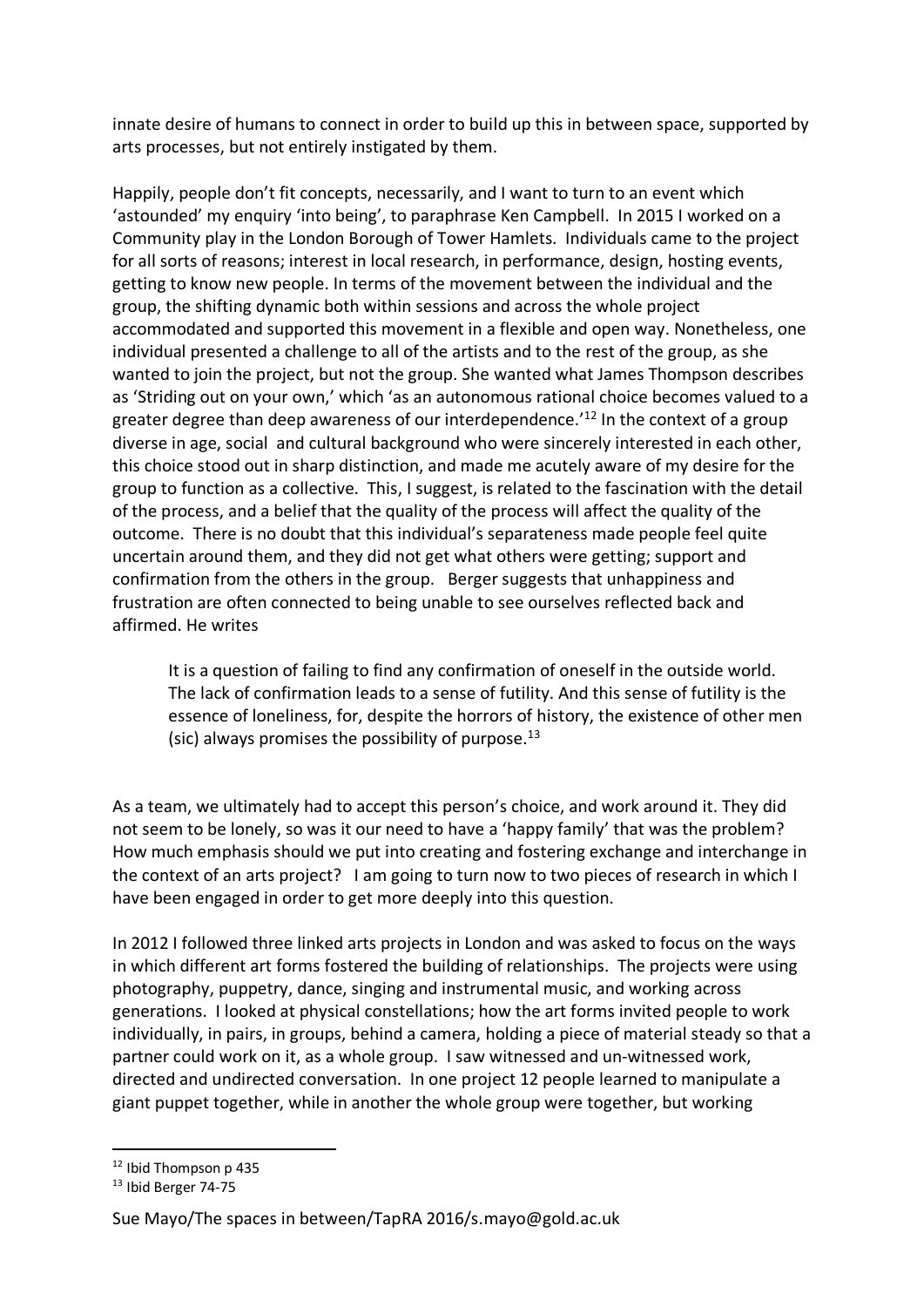innate desire of humans to connect in order to build up this in between space, supported by arts processes, but not entirely instigated by them.

Happily, people don't fit concepts, necessarily, and I want to turn to an event which 'astounded' my enquiry 'into being', to paraphrase Ken Campbell. In 2015 I worked on a Community play in the London Borough of Tower Hamlets. Individuals came to the project for all sorts of reasons; interest in local research, in performance, design, hosting events, getting to know new people. In terms of the movement between the individual and the group, the shifting dynamic both within sessions and across the whole project accommodated and supported this movement in a flexible and open way. Nonetheless, one individual presented a challenge to all of the artists and to the rest of the group, as she wanted to join the project, but not the group. She wanted what James Thompson describes as 'Striding out on your own,' which 'as an autonomous rational choice becomes valued to a greater degree than deep awareness of our interdependence.'[12] In the context of a group diverse in age, social and cultural background who were sincerely interested in each other, this choice stood out in sharp distinction, and made me acutely aware of my desire for the group to function as a collective. This, I suggest, is related to the fascination with the detail of the process, and a belief that the quality of the process will affect the quality of the outcome. There is no doubt that this individual's separateness made people feel quite uncertain around them, and they did not get what others were getting; support and confirmation from the others in the group. Berger suggests that unhappiness and frustration are often connected to being unable to see ourselves reflected back and affirmed. He writes

> It is a question of failing to find any confirmation of oneself in the outside world. The lack of confirmation leads to a sense of futility. And this sense of futility is the essence of loneliness, for, despite the horrors of history, the existence of other men (sic) always promises the possibility of purpose.[13]

As a team, we ultimately had to accept this person's choice, and work around it. They did not seem to be lonely, so was it our need to have a 'happy family' that was the problem? How much emphasis should we put into creating and fostering exchange and interchange in the context of an arts project? I am going to turn now to two pieces of research in which I have been engaged in order to get more deeply into this question.

In 2012 I followed three linked arts projects in London and was asked to focus on the ways in which different art forms fostered the building of relationships. The projects were using photography, puppetry, dance, singing and instrumental music, and working across generations. I looked at physical constellations; how the art forms invited people to work individually, in pairs, in groups, behind a camera, holding a piece of material steady so that a partner could work on it, as a whole group. I saw witnessed and un-witnessed work, directed and undirected conversation. In one project 12 people learned to manipulate a giant puppet together, while in another the whole group were together, but working

---

[12] Ibid Thompson p 435

[13] Ibid Berger 74-75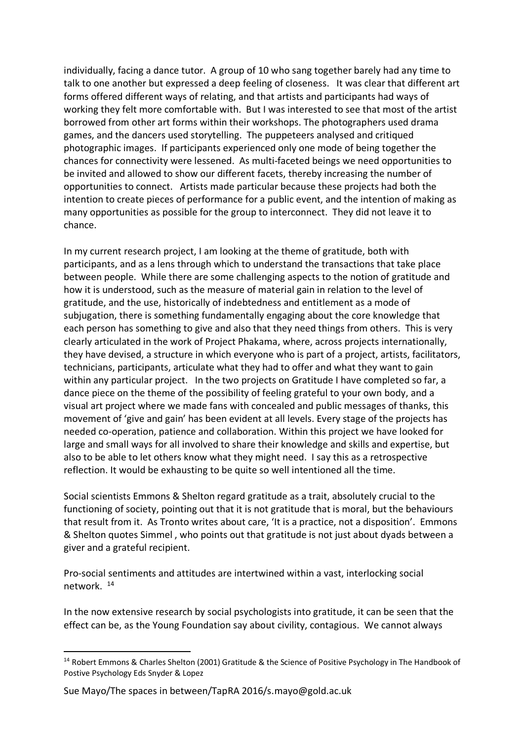individually, facing a dance tutor. A group of 10 who sang together barely had any time to talk to one another but expressed a deep feeling of closeness. It was clear that different art forms offered different ways of relating, and that artists and participants had ways of working they felt more comfortable with. But I was interested to see that most of the artist borrowed from other art forms within their workshops. The photographers used drama games, and the dancers used storytelling. The puppeteers analysed and critiqued photographic images. If participants experienced only one mode of being together the chances for connectivity were lessened. As multi-faceted beings we need opportunities to be invited and allowed to show our different facets, thereby increasing the number of opportunities to connect. Artists made particular because these projects had both the intention to create pieces of performance for a public event, and the intention of making as many opportunities as possible for the group to interconnect. They did not leave it to chance.

In my current research project, I am looking at the theme of gratitude, both with participants, and as a lens through which to understand the transactions that take place between people. While there are some challenging aspects to the notion of gratitude and how it is understood, such as the measure of material gain in relation to the level of gratitude, and the use, historically of indebtedness and entitlement as a mode of subjugation, there is something fundamentally engaging about the core knowledge that each person has something to give and also that they need things from others. This is very clearly articulated in the work of Project Phakama, where, across projects internationally, they have devised, a structure in which everyone who is part of a project, artists, facilitators, technicians, participants, articulate what they had to offer and what they want to gain within any particular project. In the two projects on Gratitude I have completed so far, a dance piece on the theme of the possibility of feeling grateful to your own body, and a visual art project where we made fans with concealed and public messages of thanks, this movement of 'give and gain' has been evident at all levels. Every stage of the projects has needed co-operation, patience and collaboration. Within this project we have looked for large and small ways for all involved to share their knowledge and skills and expertise, but also to be able to let others know what they might need. I say this as a retrospective reflection. It would be exhausting to be quite so well intentioned all the time.

Social scientists Emmons & Shelton regard gratitude as a trait, absolutely crucial to the functioning of society, pointing out that it is not gratitude that is moral, but the behaviours that result from it. As Tronto writes about care, 'It is a practice, not a disposition'. Emmons & Shelton quotes Simmel , who points out that gratitude is not just about dyads between a giver and a grateful recipient.

Pro-social sentiments and attitudes are intertwined within a vast, interlocking social network. [14]

In the now extensive research by social psychologists into gratitude, it can be seen that the effect can be, as the Young Foundation say about civility, contagious. We cannot always

---

[14] Robert Emmons & Charles Shelton (2001) Gratitude & the Science of Positive Psychology in The Handbook of Postive Psychology Eds Snyder & Lopez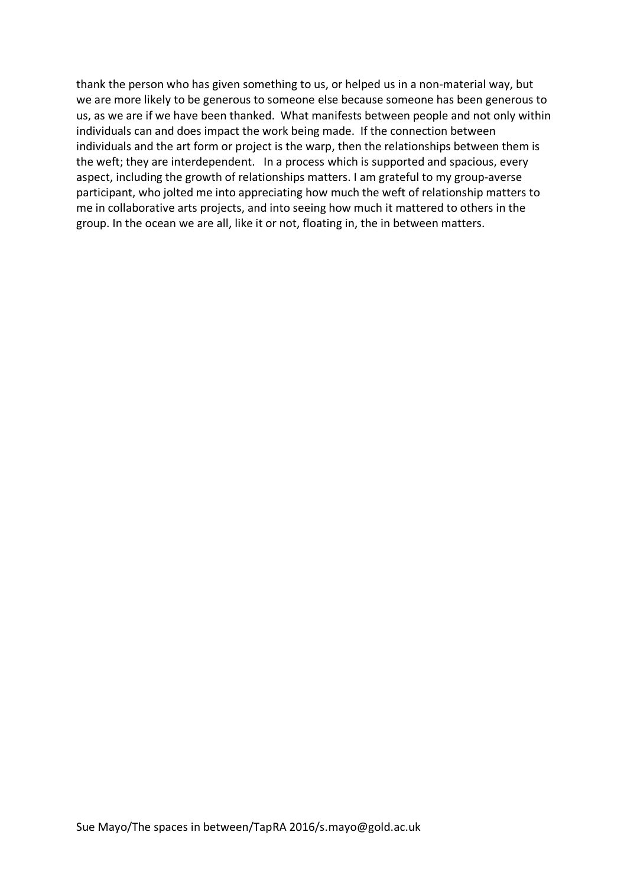thank the person who has given something to us, or helped us in a non-material way, but we are more likely to be generous to someone else because someone has been generous to us, as we are if we have been thanked. What manifests between people and not only within individuals can and does impact the work being made. If the connection between individuals and the art form or project is the warp, then the relationships between them is the weft; they are interdependent. In a process which is supported and spacious, every aspect, including the growth of relationships matters. I am grateful to my group-averse participant, who jolted me into appreciating how much the weft of relationship matters to me in collaborative arts projects, and into seeing how much it mattered to others in the group. In the ocean we are all, like it or not, floating in, the in between matters.